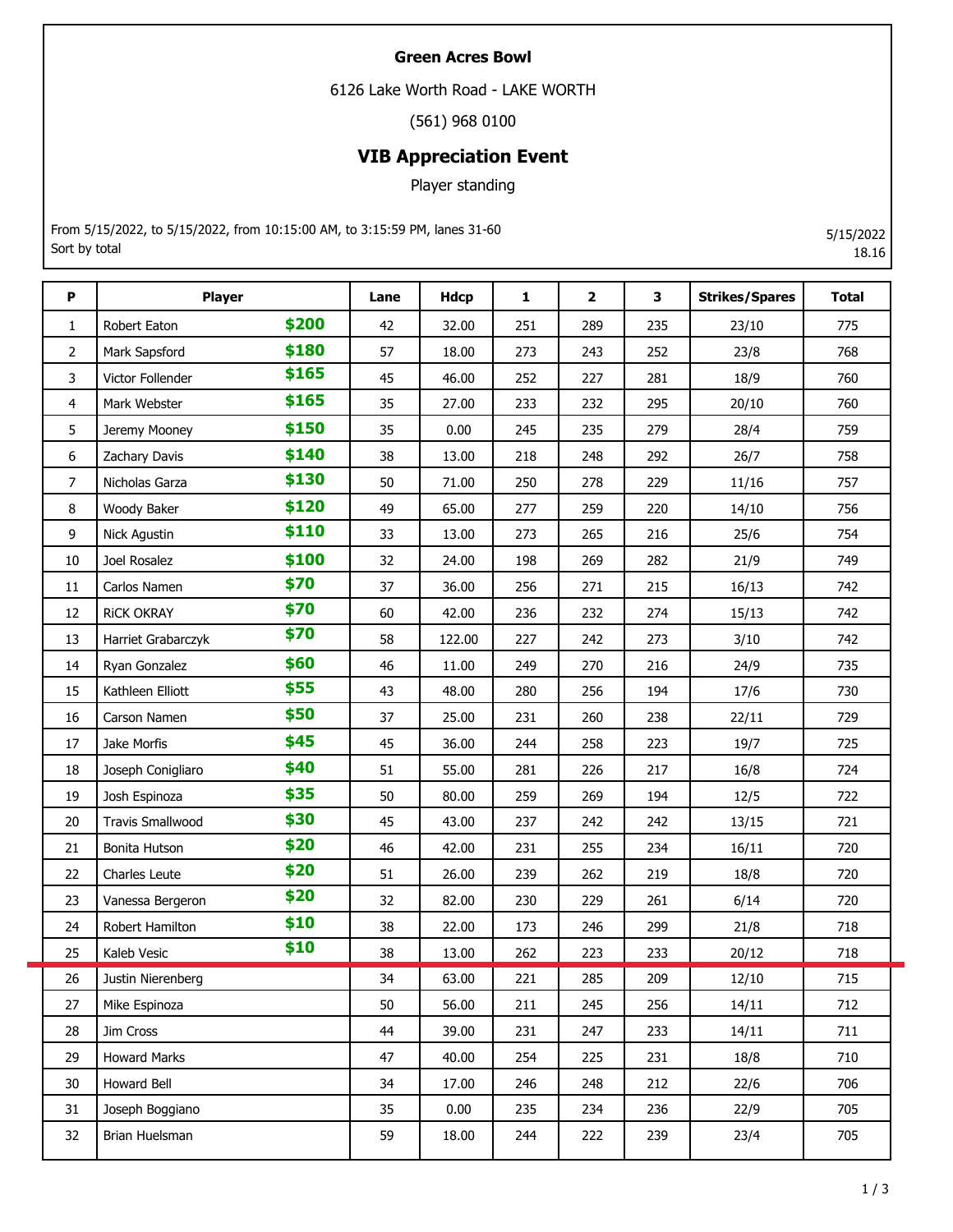**Green Acres Bowl**

6126 Lake Worth Road - LAKE WORTH

(561) 968 0100

## VIB Appreciation Event

Player standing

From 5/15/2022, to 5/15/2022, from 10:15:00 AM, to 3:15:59 PM, lanes 31-60
Sort by total

5/15/2022
18.16

| P | Player | | Lane | Hdcp | 1 | 2 | 3 | Strikes/Spares | Total |
|---|---|---|---|---|---|---|---|---|---|
| 1 | Robert Eaton | $200 | 42 | 32.00 | 251 | 289 | 235 | 23/10 | 775 |
| 2 | Mark Sapsford | $180 | 57 | 18.00 | 273 | 243 | 252 | 23/8 | 768 |
| 3 | Victor Follender | $165 | 45 | 46.00 | 252 | 227 | 281 | 18/9 | 760 |
| 4 | Mark Webster | $165 | 35 | 27.00 | 233 | 232 | 295 | 20/10 | 760 |
| 5 | Jeremy Mooney | $150 | 35 | 0.00 | 245 | 235 | 279 | 28/4 | 759 |
| 6 | Zachary Davis | $140 | 38 | 13.00 | 218 | 248 | 292 | 26/7 | 758 |
| 7 | Nicholas Garza | $130 | 50 | 71.00 | 250 | 278 | 229 | 11/16 | 757 |
| 8 | Woody Baker | $120 | 49 | 65.00 | 277 | 259 | 220 | 14/10 | 756 |
| 9 | Nick Agustin | $110 | 33 | 13.00 | 273 | 265 | 216 | 25/6 | 754 |
| 10 | Joel Rosalez | $100 | 32 | 24.00 | 198 | 269 | 282 | 21/9 | 749 |
| 11 | Carlos Namen | $70 | 37 | 36.00 | 256 | 271 | 215 | 16/13 | 742 |
| 12 | RiCK OKRAY | $70 | 60 | 42.00 | 236 | 232 | 274 | 15/13 | 742 |
| 13 | Harriet Grabarczyk | $70 | 58 | 122.00 | 227 | 242 | 273 | 3/10 | 742 |
| 14 | Ryan Gonzalez | $60 | 46 | 11.00 | 249 | 270 | 216 | 24/9 | 735 |
| 15 | Kathleen Elliott | $55 | 43 | 48.00 | 280 | 256 | 194 | 17/6 | 730 |
| 16 | Carson Namen | $50 | 37 | 25.00 | 231 | 260 | 238 | 22/11 | 729 |
| 17 | Jake Morfis | $45 | 45 | 36.00 | 244 | 258 | 223 | 19/7 | 725 |
| 18 | Joseph Conigliaro | $40 | 51 | 55.00 | 281 | 226 | 217 | 16/8 | 724 |
| 19 | Josh Espinoza | $35 | 50 | 80.00 | 259 | 269 | 194 | 12/5 | 722 |
| 20 | Travis Smallwood | $30 | 45 | 43.00 | 237 | 242 | 242 | 13/15 | 721 |
| 21 | Bonita Hutson | $20 | 46 | 42.00 | 231 | 255 | 234 | 16/11 | 720 |
| 22 | Charles Leute | $20 | 51 | 26.00 | 239 | 262 | 219 | 18/8 | 720 |
| 23 | Vanessa Bergeron | $20 | 32 | 82.00 | 230 | 229 | 261 | 6/14 | 720 |
| 24 | Robert Hamilton | $10 | 38 | 22.00 | 173 | 246 | 299 | 21/8 | 718 |
| 25 | Kaleb Vesic | $10 | 38 | 13.00 | 262 | 223 | 233 | 20/12 | 718 |
| 26 | Justin Nierenberg | | 34 | 63.00 | 221 | 285 | 209 | 12/10 | 715 |
| 27 | Mike Espinoza | | 50 | 56.00 | 211 | 245 | 256 | 14/11 | 712 |
| 28 | Jim Cross | | 44 | 39.00 | 231 | 247 | 233 | 14/11 | 711 |
| 29 | Howard Marks | | 47 | 40.00 | 254 | 225 | 231 | 18/8 | 710 |
| 30 | Howard Bell | | 34 | 17.00 | 246 | 248 | 212 | 22/6 | 706 |
| 31 | Joseph Boggiano | | 35 | 0.00 | 235 | 234 | 236 | 22/9 | 705 |
| 32 | Brian Huelsman | | 59 | 18.00 | 244 | 222 | 239 | 23/4 | 705 |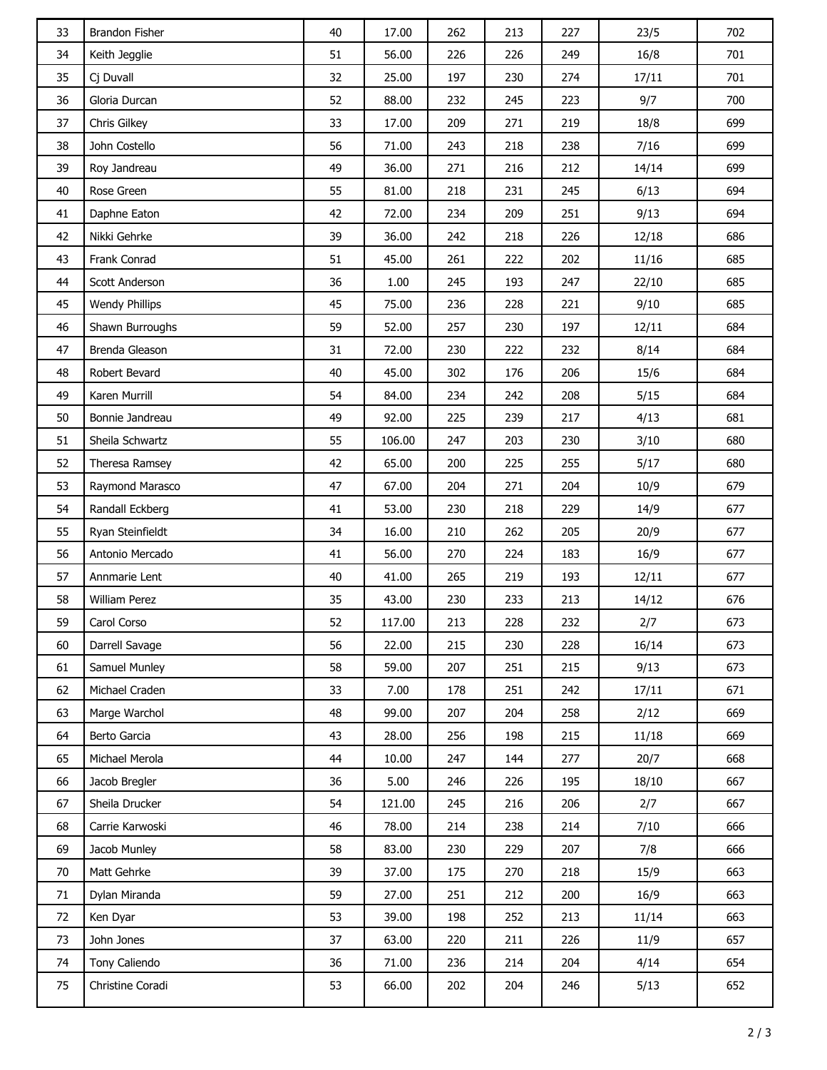| | | | | | | | | |
|---|---|---|---|---|---|---|---|---|
| 33 | Brandon Fisher | 40 | 17.00 | 262 | 213 | 227 | 23/5 | 702 |
| 34 | Keith Jegglie | 51 | 56.00 | 226 | 226 | 249 | 16/8 | 701 |
| 35 | Cj Duvall | 32 | 25.00 | 197 | 230 | 274 | 17/11 | 701 |
| 36 | Gloria Durcan | 52 | 88.00 | 232 | 245 | 223 | 9/7 | 700 |
| 37 | Chris Gilkey | 33 | 17.00 | 209 | 271 | 219 | 18/8 | 699 |
| 38 | John Costello | 56 | 71.00 | 243 | 218 | 238 | 7/16 | 699 |
| 39 | Roy Jandreau | 49 | 36.00 | 271 | 216 | 212 | 14/14 | 699 |
| 40 | Rose Green | 55 | 81.00 | 218 | 231 | 245 | 6/13 | 694 |
| 41 | Daphne Eaton | 42 | 72.00 | 234 | 209 | 251 | 9/13 | 694 |
| 42 | Nikki Gehrke | 39 | 36.00 | 242 | 218 | 226 | 12/18 | 686 |
| 43 | Frank Conrad | 51 | 45.00 | 261 | 222 | 202 | 11/16 | 685 |
| 44 | Scott Anderson | 36 | 1.00 | 245 | 193 | 247 | 22/10 | 685 |
| 45 | Wendy Phillips | 45 | 75.00 | 236 | 228 | 221 | 9/10 | 685 |
| 46 | Shawn Burroughs | 59 | 52.00 | 257 | 230 | 197 | 12/11 | 684 |
| 47 | Brenda Gleason | 31 | 72.00 | 230 | 222 | 232 | 8/14 | 684 |
| 48 | Robert Bevard | 40 | 45.00 | 302 | 176 | 206 | 15/6 | 684 |
| 49 | Karen Murrill | 54 | 84.00 | 234 | 242 | 208 | 5/15 | 684 |
| 50 | Bonnie Jandreau | 49 | 92.00 | 225 | 239 | 217 | 4/13 | 681 |
| 51 | Sheila Schwartz | 55 | 106.00 | 247 | 203 | 230 | 3/10 | 680 |
| 52 | Theresa Ramsey | 42 | 65.00 | 200 | 225 | 255 | 5/17 | 680 |
| 53 | Raymond Marasco | 47 | 67.00 | 204 | 271 | 204 | 10/9 | 679 |
| 54 | Randall Eckberg | 41 | 53.00 | 230 | 218 | 229 | 14/9 | 677 |
| 55 | Ryan Steinfieldt | 34 | 16.00 | 210 | 262 | 205 | 20/9 | 677 |
| 56 | Antonio Mercado | 41 | 56.00 | 270 | 224 | 183 | 16/9 | 677 |
| 57 | Annmarie Lent | 40 | 41.00 | 265 | 219 | 193 | 12/11 | 677 |
| 58 | William Perez | 35 | 43.00 | 230 | 233 | 213 | 14/12 | 676 |
| 59 | Carol Corso | 52 | 117.00 | 213 | 228 | 232 | 2/7 | 673 |
| 60 | Darrell Savage | 56 | 22.00 | 215 | 230 | 228 | 16/14 | 673 |
| 61 | Samuel Munley | 58 | 59.00 | 207 | 251 | 215 | 9/13 | 673 |
| 62 | Michael Craden | 33 | 7.00 | 178 | 251 | 242 | 17/11 | 671 |
| 63 | Marge Warchol | 48 | 99.00 | 207 | 204 | 258 | 2/12 | 669 |
| 64 | Berto Garcia | 43 | 28.00 | 256 | 198 | 215 | 11/18 | 669 |
| 65 | Michael Merola | 44 | 10.00 | 247 | 144 | 277 | 20/7 | 668 |
| 66 | Jacob Bregler | 36 | 5.00 | 246 | 226 | 195 | 18/10 | 667 |
| 67 | Sheila Drucker | 54 | 121.00 | 245 | 216 | 206 | 2/7 | 667 |
| 68 | Carrie Karwoski | 46 | 78.00 | 214 | 238 | 214 | 7/10 | 666 |
| 69 | Jacob Munley | 58 | 83.00 | 230 | 229 | 207 | 7/8 | 666 |
| 70 | Matt Gehrke | 39 | 37.00 | 175 | 270 | 218 | 15/9 | 663 |
| 71 | Dylan Miranda | 59 | 27.00 | 251 | 212 | 200 | 16/9 | 663 |
| 72 | Ken Dyar | 53 | 39.00 | 198 | 252 | 213 | 11/14 | 663 |
| 73 | John Jones | 37 | 63.00 | 220 | 211 | 226 | 11/9 | 657 |
| 74 | Tony Caliendo | 36 | 71.00 | 236 | 214 | 204 | 4/14 | 654 |
| 75 | Christine Coradi | 53 | 66.00 | 202 | 204 | 246 | 5/13 | 652 |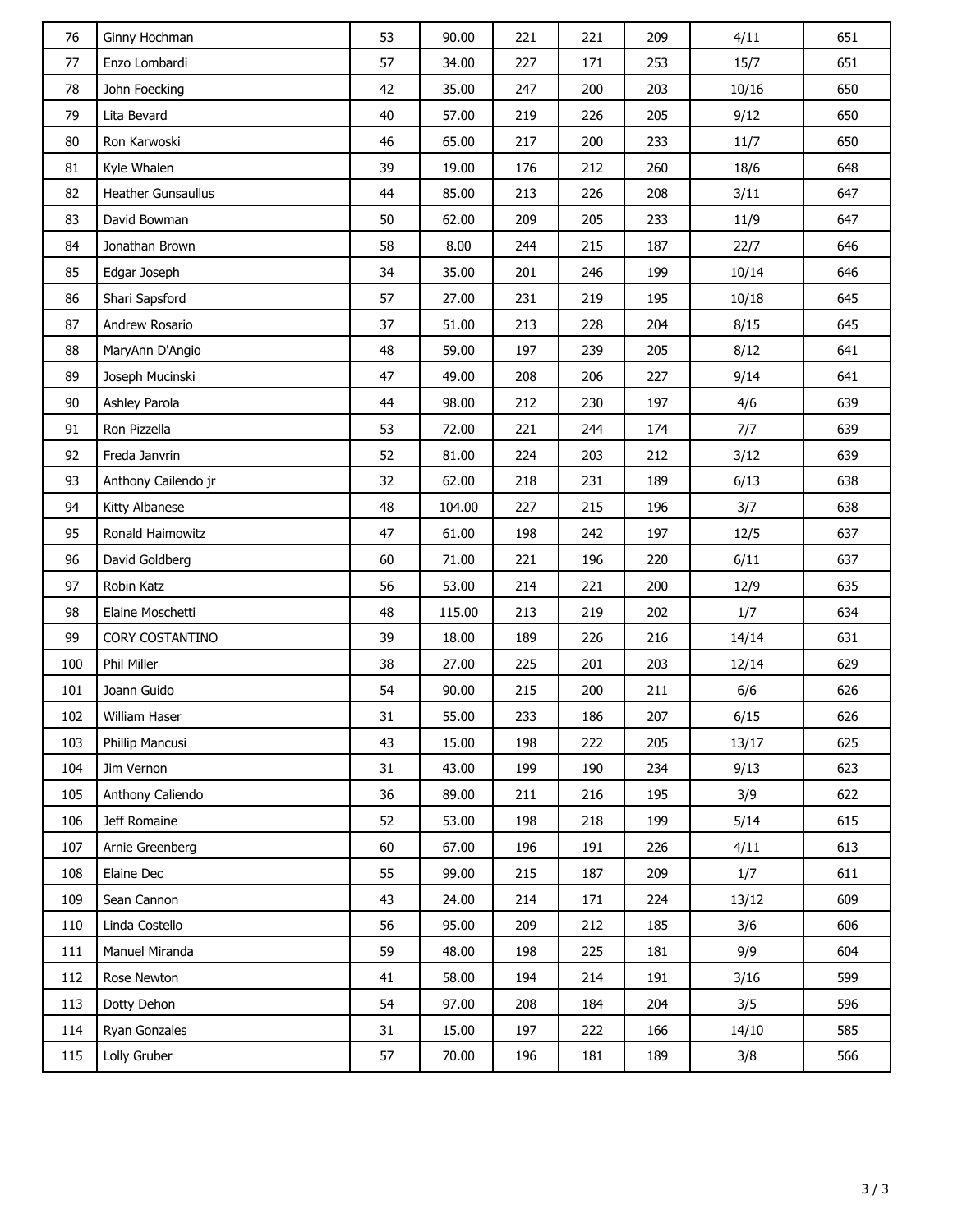| | | | | | | | | |
|---|---|---|---|---|---|---|---|---|
| 76 | Ginny Hochman | 53 | 90.00 | 221 | 221 | 209 | 4/11 | 651 |
| 77 | Enzo Lombardi | 57 | 34.00 | 227 | 171 | 253 | 15/7 | 651 |
| 78 | John Foecking | 42 | 35.00 | 247 | 200 | 203 | 10/16 | 650 |
| 79 | Lita Bevard | 40 | 57.00 | 219 | 226 | 205 | 9/12 | 650 |
| 80 | Ron Karwoski | 46 | 65.00 | 217 | 200 | 233 | 11/7 | 650 |
| 81 | Kyle Whalen | 39 | 19.00 | 176 | 212 | 260 | 18/6 | 648 |
| 82 | Heather Gunsaullus | 44 | 85.00 | 213 | 226 | 208 | 3/11 | 647 |
| 83 | David Bowman | 50 | 62.00 | 209 | 205 | 233 | 11/9 | 647 |
| 84 | Jonathan Brown | 58 | 8.00 | 244 | 215 | 187 | 22/7 | 646 |
| 85 | Edgar Joseph | 34 | 35.00 | 201 | 246 | 199 | 10/14 | 646 |
| 86 | Shari Sapsford | 57 | 27.00 | 231 | 219 | 195 | 10/18 | 645 |
| 87 | Andrew Rosario | 37 | 51.00 | 213 | 228 | 204 | 8/15 | 645 |
| 88 | MaryAnn D'Angio | 48 | 59.00 | 197 | 239 | 205 | 8/12 | 641 |
| 89 | Joseph Mucinski | 47 | 49.00 | 208 | 206 | 227 | 9/14 | 641 |
| 90 | Ashley Parola | 44 | 98.00 | 212 | 230 | 197 | 4/6 | 639 |
| 91 | Ron Pizzella | 53 | 72.00 | 221 | 244 | 174 | 7/7 | 639 |
| 92 | Freda Janvrin | 52 | 81.00 | 224 | 203 | 212 | 3/12 | 639 |
| 93 | Anthony Cailendo jr | 32 | 62.00 | 218 | 231 | 189 | 6/13 | 638 |
| 94 | Kitty Albanese | 48 | 104.00 | 227 | 215 | 196 | 3/7 | 638 |
| 95 | Ronald Haimowitz | 47 | 61.00 | 198 | 242 | 197 | 12/5 | 637 |
| 96 | David Goldberg | 60 | 71.00 | 221 | 196 | 220 | 6/11 | 637 |
| 97 | Robin Katz | 56 | 53.00 | 214 | 221 | 200 | 12/9 | 635 |
| 98 | Elaine Moschetti | 48 | 115.00 | 213 | 219 | 202 | 1/7 | 634 |
| 99 | CORY COSTANTINO | 39 | 18.00 | 189 | 226 | 216 | 14/14 | 631 |
| 100 | Phil Miller | 38 | 27.00 | 225 | 201 | 203 | 12/14 | 629 |
| 101 | Joann Guido | 54 | 90.00 | 215 | 200 | 211 | 6/6 | 626 |
| 102 | William Haser | 31 | 55.00 | 233 | 186 | 207 | 6/15 | 626 |
| 103 | Phillip Mancusi | 43 | 15.00 | 198 | 222 | 205 | 13/17 | 625 |
| 104 | Jim Vernon | 31 | 43.00 | 199 | 190 | 234 | 9/13 | 623 |
| 105 | Anthony Caliendo | 36 | 89.00 | 211 | 216 | 195 | 3/9 | 622 |
| 106 | Jeff Romaine | 52 | 53.00 | 198 | 218 | 199 | 5/14 | 615 |
| 107 | Arnie Greenberg | 60 | 67.00 | 196 | 191 | 226 | 4/11 | 613 |
| 108 | Elaine Dec | 55 | 99.00 | 215 | 187 | 209 | 1/7 | 611 |
| 109 | Sean Cannon | 43 | 24.00 | 214 | 171 | 224 | 13/12 | 609 |
| 110 | Linda Costello | 56 | 95.00 | 209 | 212 | 185 | 3/6 | 606 |
| 111 | Manuel Miranda | 59 | 48.00 | 198 | 225 | 181 | 9/9 | 604 |
| 112 | Rose Newton | 41 | 58.00 | 194 | 214 | 191 | 3/16 | 599 |
| 113 | Dotty Dehon | 54 | 97.00 | 208 | 184 | 204 | 3/5 | 596 |
| 114 | Ryan Gonzales | 31 | 15.00 | 197 | 222 | 166 | 14/10 | 585 |
| 115 | Lolly Gruber | 57 | 70.00 | 196 | 181 | 189 | 3/8 | 566 |